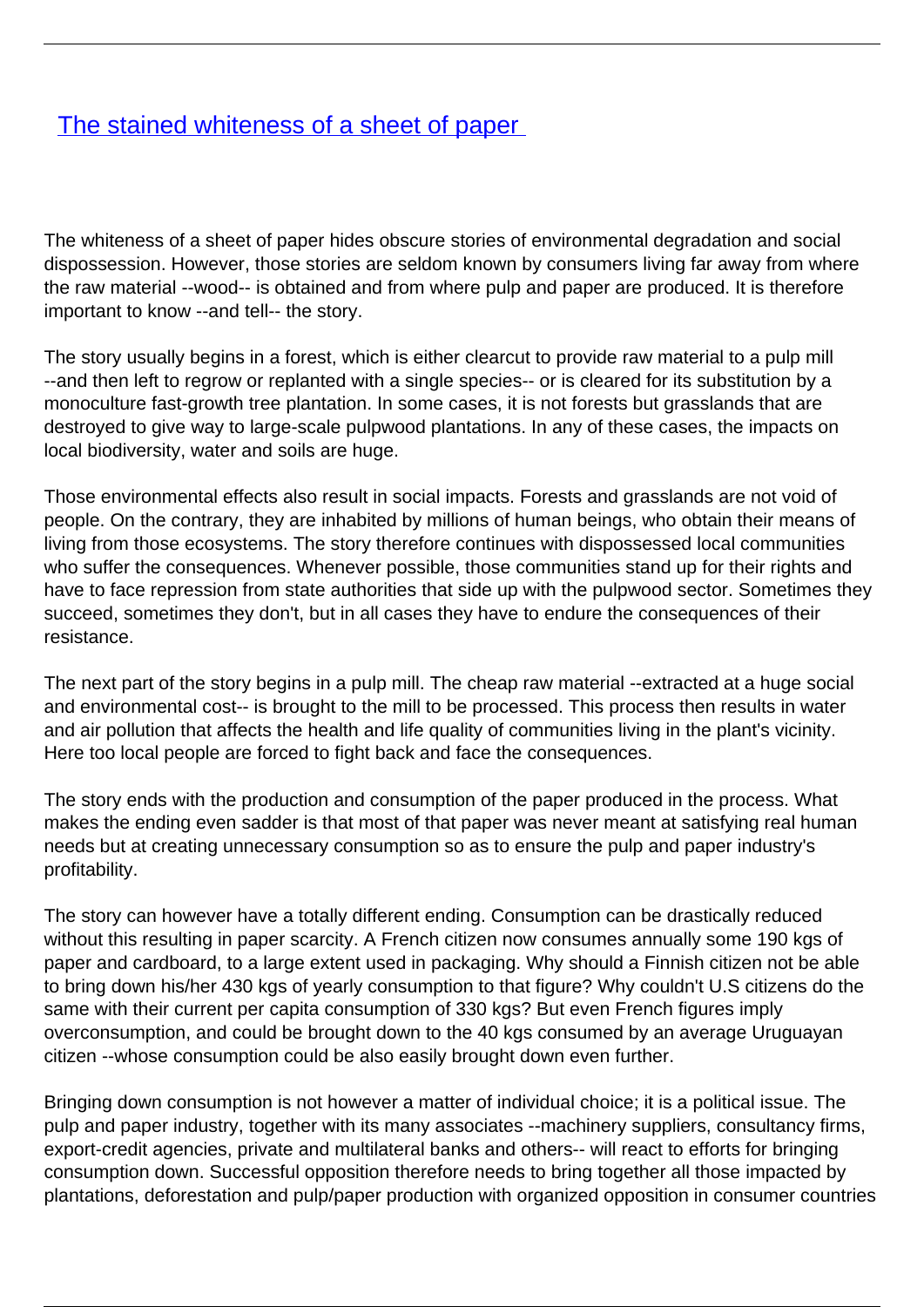# [The stained whiteness of a sheet of paper](#)

The whiteness of a sheet of paper hides obscure stories of environmental degradation and social dispossession. However, those stories are seldom known by consumers living far away from where the raw material --wood-- is obtained and from where pulp and paper are produced. It is therefore important to know --and tell-- the story.

The story usually begins in a forest, which is either clearcut to provide raw material to a pulp mill --and then left to regrow or replanted with a single species-- or is cleared for its substitution by a monoculture fast-growth tree plantation. In some cases, it is not forests but grasslands that are destroyed to give way to large-scale pulpwood plantations. In any of these cases, the impacts on local biodiversity, water and soils are huge.

Those environmental effects also result in social impacts. Forests and grasslands are not void of people. On the contrary, they are inhabited by millions of human beings, who obtain their means of living from those ecosystems. The story therefore continues with dispossessed local communities who suffer the consequences. Whenever possible, those communities stand up for their rights and have to face repression from state authorities that side up with the pulpwood sector. Sometimes they succeed, sometimes they don't, but in all cases they have to endure the consequences of their resistance.

The next part of the story begins in a pulp mill. The cheap raw material --extracted at a huge social and environmental cost-- is brought to the mill to be processed. This process then results in water and air pollution that affects the health and life quality of communities living in the plant's vicinity. Here too local people are forced to fight back and face the consequences.

The story ends with the production and consumption of the paper produced in the process. What makes the ending even sadder is that most of that paper was never meant at satisfying real human needs but at creating unnecessary consumption so as to ensure the pulp and paper industry's profitability.

The story can however have a totally different ending. Consumption can be drastically reduced without this resulting in paper scarcity. A French citizen now consumes annually some 190 kgs of paper and cardboard, to a large extent used in packaging. Why should a Finnish citizen not be able to bring down his/her 430 kgs of yearly consumption to that figure? Why couldn't U.S citizens do the same with their current per capita consumption of 330 kgs? But even French figures imply overconsumption, and could be brought down to the 40 kgs consumed by an average Uruguayan citizen --whose consumption could be also easily brought down even further.

Bringing down consumption is not however a matter of individual choice; it is a political issue. The pulp and paper industry, together with its many associates --machinery suppliers, consultancy firms, export-credit agencies, private and multilateral banks and others-- will react to efforts for bringing consumption down. Successful opposition therefore needs to bring together all those impacted by plantations, deforestation and pulp/paper production with organized opposition in consumer countries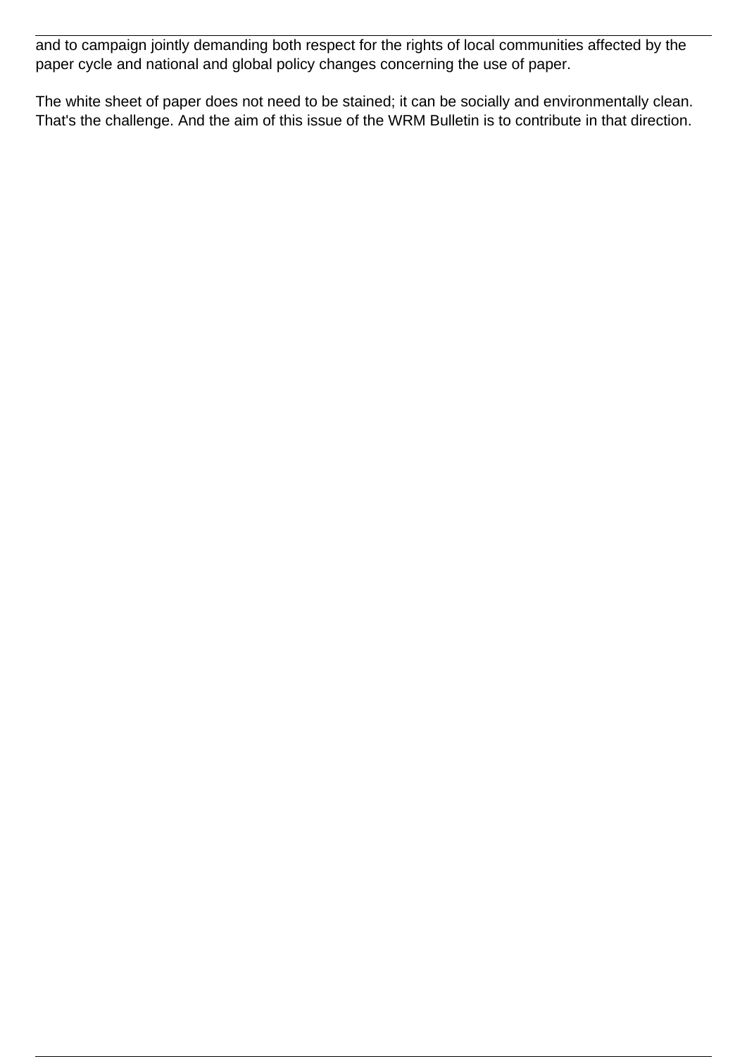and to campaign jointly demanding both respect for the rights of local communities affected by the paper cycle and national and global policy changes concerning the use of paper.

The white sheet of paper does not need to be stained; it can be socially and environmentally clean. That's the challenge. And the aim of this issue of the WRM Bulletin is to contribute in that direction.